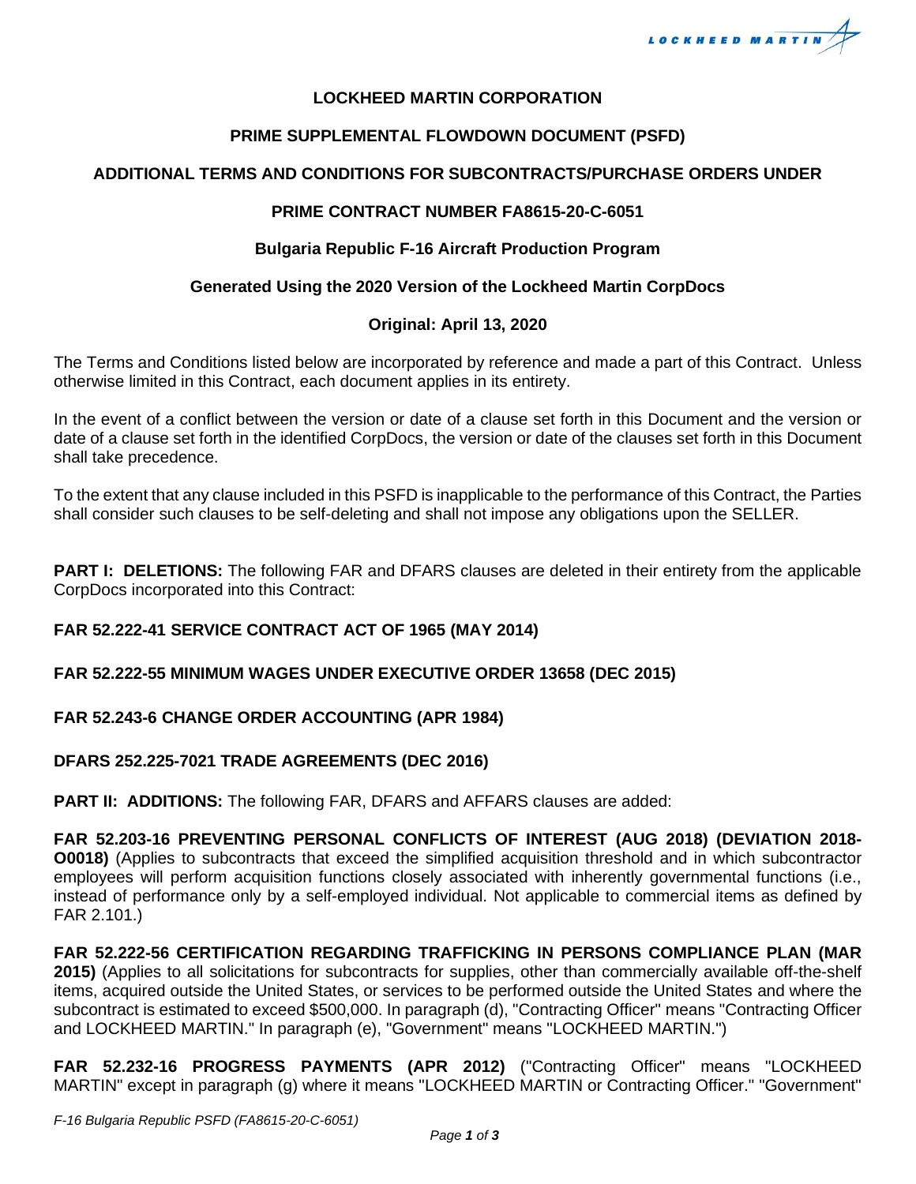# LOCKHEED MARTIN CORPORATION

## PRIME SUPPLEMENTAL FLOWDOWN DOCUMENT (PSFD)

## ADDITIONAL TERMS AND CONDITIONS FOR SUBCONTRACTS/PURCHASE ORDERS UNDER

## PRIME CONTRACT NUMBER FA8615-20-C-6051

### Bulgaria Republic F-16 Aircraft Production Program

### Generated Using the 2020 Version of the Lockheed Martin CorpDocs

### Original: April 13, 2020

The Terms and Conditions listed below are incorporated by reference and made a part of this Contract. Unless otherwise limited in this Contract, each document applies in its entirety.

In the event of a conflict between the version or date of a clause set forth in this Document and the version or date of a clause set forth in the identified CorpDocs, the version or date of the clauses set forth in this Document shall take precedence.

To the extent that any clause included in this PSFD is inapplicable to the performance of this Contract, the Parties shall consider such clauses to be self-deleting and shall not impose any obligations upon the SELLER.

**PART I: DELETIONS:** The following FAR and DFARS clauses are deleted in their entirety from the applicable CorpDocs incorporated into this Contract:

**FAR 52.222-41 SERVICE CONTRACT ACT OF 1965 (MAY 2014)**

**FAR 52.222-55 MINIMUM WAGES UNDER EXECUTIVE ORDER 13658 (DEC 2015)**

**FAR 52.243-6 CHANGE ORDER ACCOUNTING (APR 1984)**

**DFARS 252.225-7021 TRADE AGREEMENTS (DEC 2016)**

**PART II: ADDITIONS:** The following FAR, DFARS and AFFARS clauses are added:

**FAR 52.203-16 PREVENTING PERSONAL CONFLICTS OF INTEREST (AUG 2018) (DEVIATION 2018-O0018)** (Applies to subcontracts that exceed the simplified acquisition threshold and in which subcontractor employees will perform acquisition functions closely associated with inherently governmental functions (i.e., instead of performance only by a self-employed individual. Not applicable to commercial items as defined by FAR 2.101.)

**FAR 52.222-56 CERTIFICATION REGARDING TRAFFICKING IN PERSONS COMPLIANCE PLAN (MAR 2015)** (Applies to all solicitations for subcontracts for supplies, other than commercially available off-the-shelf items, acquired outside the United States, or services to be performed outside the United States and where the subcontract is estimated to exceed $500,000. In paragraph (d), "Contracting Officer" means "Contracting Officer and LOCKHEED MARTIN." In paragraph (e), "Government" means "LOCKHEED MARTIN.")

**FAR 52.232-16 PROGRESS PAYMENTS (APR 2012)** ("Contracting Officer" means "LOCKHEED MARTIN" except in paragraph (g) where it means "LOCKHEED MARTIN or Contracting Officer." "Government"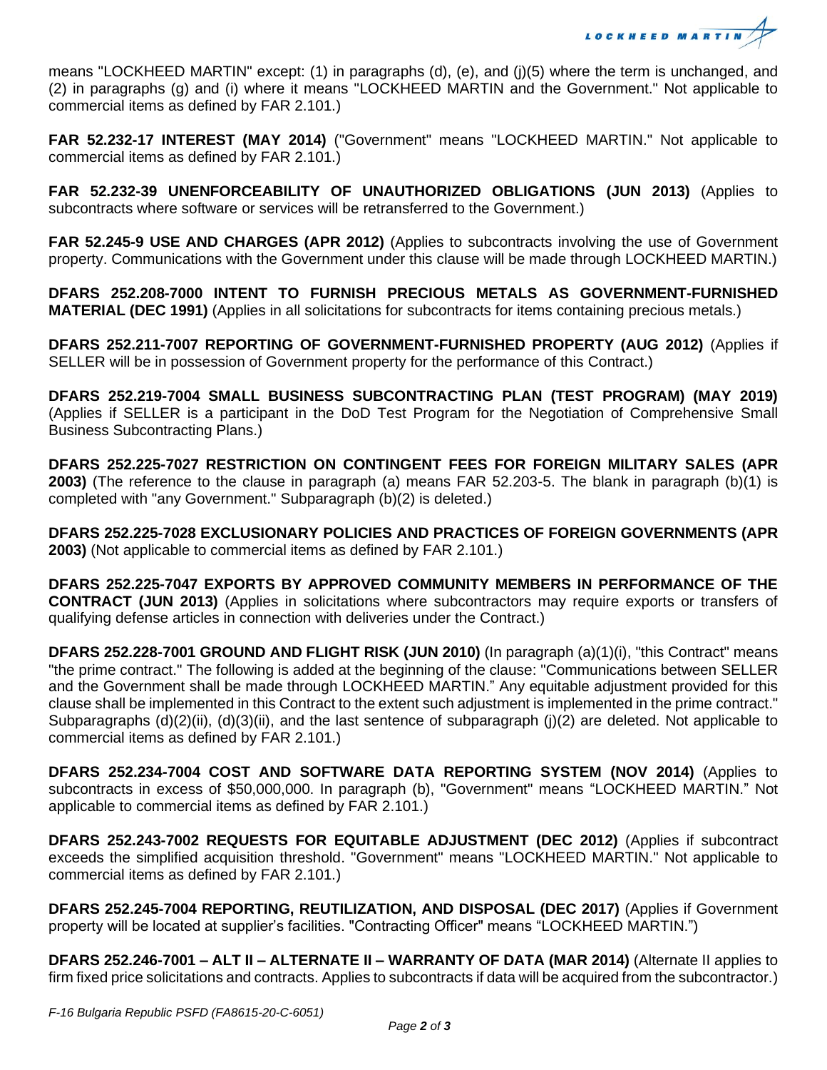means "LOCKHEED MARTIN" except: (1) in paragraphs (d), (e), and (j)(5) where the term is unchanged, and (2) in paragraphs (g) and (i) where it means "LOCKHEED MARTIN and the Government." Not applicable to commercial items as defined by FAR 2.101.)

**FAR 52.232-17 INTEREST (MAY 2014)** ("Government" means "LOCKHEED MARTIN." Not applicable to commercial items as defined by FAR 2.101.)

**FAR 52.232-39 UNENFORCEABILITY OF UNAUTHORIZED OBLIGATIONS (JUN 2013)** (Applies to subcontracts where software or services will be retransferred to the Government.)

**FAR 52.245-9 USE AND CHARGES (APR 2012)** (Applies to subcontracts involving the use of Government property. Communications with the Government under this clause will be made through LOCKHEED MARTIN.)

**DFARS 252.208-7000 INTENT TO FURNISH PRECIOUS METALS AS GOVERNMENT-FURNISHED MATERIAL (DEC 1991)** (Applies in all solicitations for subcontracts for items containing precious metals.)

**DFARS 252.211-7007 REPORTING OF GOVERNMENT-FURNISHED PROPERTY (AUG 2012)** (Applies if SELLER will be in possession of Government property for the performance of this Contract.)

**DFARS 252.219-7004 SMALL BUSINESS SUBCONTRACTING PLAN (TEST PROGRAM) (MAY 2019)** (Applies if SELLER is a participant in the DoD Test Program for the Negotiation of Comprehensive Small Business Subcontracting Plans.)

**DFARS 252.225-7027 RESTRICTION ON CONTINGENT FEES FOR FOREIGN MILITARY SALES (APR 2003)** (The reference to the clause in paragraph (a) means FAR 52.203-5. The blank in paragraph (b)(1) is completed with "any Government." Subparagraph (b)(2) is deleted.)

**DFARS 252.225-7028 EXCLUSIONARY POLICIES AND PRACTICES OF FOREIGN GOVERNMENTS (APR 2003)** (Not applicable to commercial items as defined by FAR 2.101.)

**DFARS 252.225-7047 EXPORTS BY APPROVED COMMUNITY MEMBERS IN PERFORMANCE OF THE CONTRACT (JUN 2013)** (Applies in solicitations where subcontractors may require exports or transfers of qualifying defense articles in connection with deliveries under the Contract.)

**DFARS 252.228-7001 GROUND AND FLIGHT RISK (JUN 2010)** (In paragraph (a)(1)(i), "this Contract" means "the prime contract." The following is added at the beginning of the clause: "Communications between SELLER and the Government shall be made through LOCKHEED MARTIN." Any equitable adjustment provided for this clause shall be implemented in this Contract to the extent such adjustment is implemented in the prime contract." Subparagraphs (d)(2)(ii), (d)(3)(ii), and the last sentence of subparagraph (j)(2) are deleted. Not applicable to commercial items as defined by FAR 2.101.)

**DFARS 252.234-7004 COST AND SOFTWARE DATA REPORTING SYSTEM (NOV 2014)** (Applies to subcontracts in excess of $50,000,000. In paragraph (b), "Government" means "LOCKHEED MARTIN." Not applicable to commercial items as defined by FAR 2.101.)

**DFARS 252.243-7002 REQUESTS FOR EQUITABLE ADJUSTMENT (DEC 2012)** (Applies if subcontract exceeds the simplified acquisition threshold. "Government" means "LOCKHEED MARTIN." Not applicable to commercial items as defined by FAR 2.101.)

**DFARS 252.245-7004 REPORTING, REUTILIZATION, AND DISPOSAL (DEC 2017)** (Applies if Government property will be located at supplier's facilities. "Contracting Officer" means "LOCKHEED MARTIN.")

**DFARS 252.246-7001 – ALT II – ALTERNATE II – WARRANTY OF DATA (MAR 2014)** (Alternate II applies to firm fixed price solicitations and contracts. Applies to subcontracts if data will be acquired from the subcontractor.)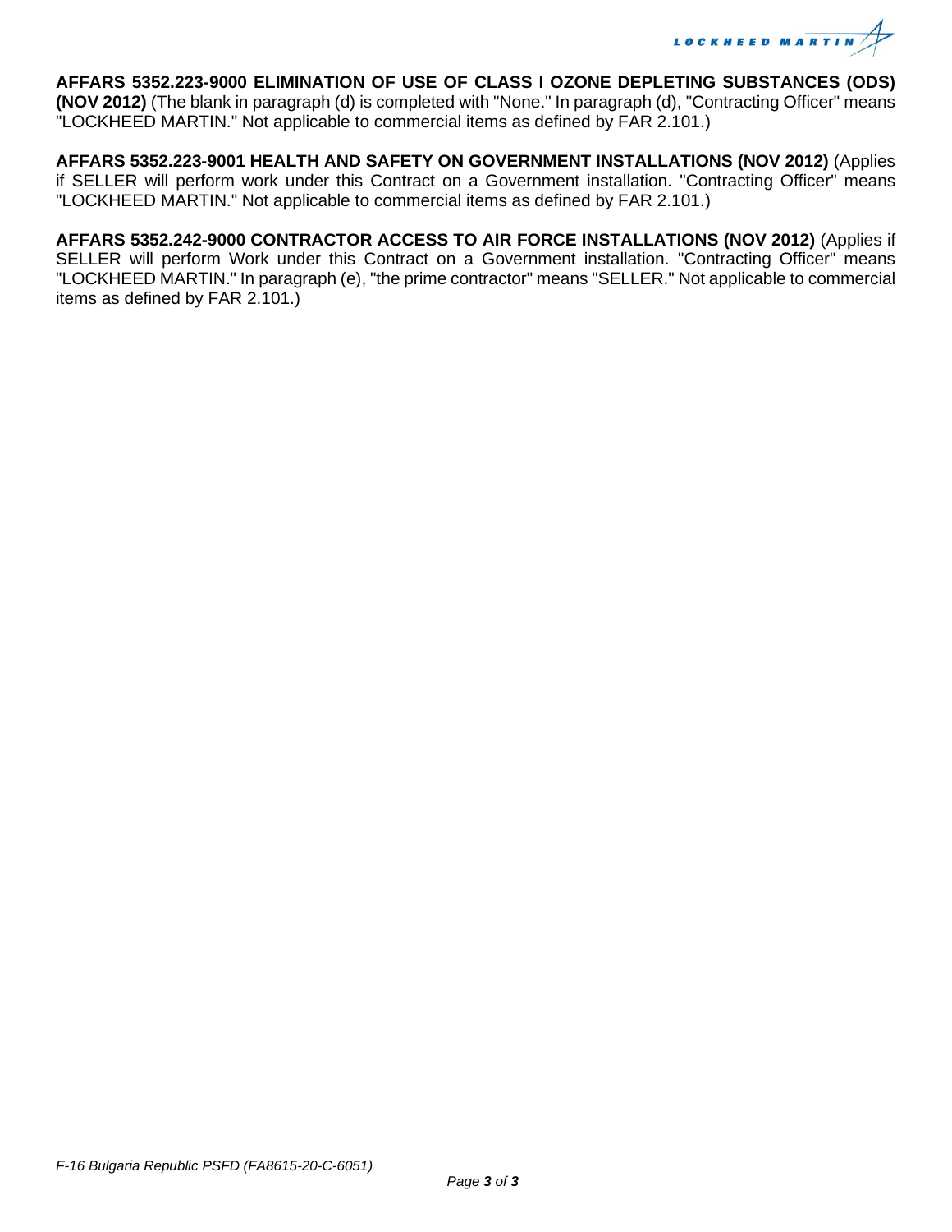**AFFARS 5352.223-9000 ELIMINATION OF USE OF CLASS I OZONE DEPLETING SUBSTANCES (ODS) (NOV 2012)** (The blank in paragraph (d) is completed with "None." In paragraph (d), "Contracting Officer" means "LOCKHEED MARTIN." Not applicable to commercial items as defined by FAR 2.101.)

**AFFARS 5352.223-9001 HEALTH AND SAFETY ON GOVERNMENT INSTALLATIONS (NOV 2012)** (Applies if SELLER will perform work under this Contract on a Government installation. "Contracting Officer" means "LOCKHEED MARTIN." Not applicable to commercial items as defined by FAR 2.101.)

**AFFARS 5352.242-9000 CONTRACTOR ACCESS TO AIR FORCE INSTALLATIONS (NOV 2012)** (Applies if SELLER will perform Work under this Contract on a Government installation. "Contracting Officer" means "LOCKHEED MARTIN." In paragraph (e), "the prime contractor" means "SELLER." Not applicable to commercial items as defined by FAR 2.101.)